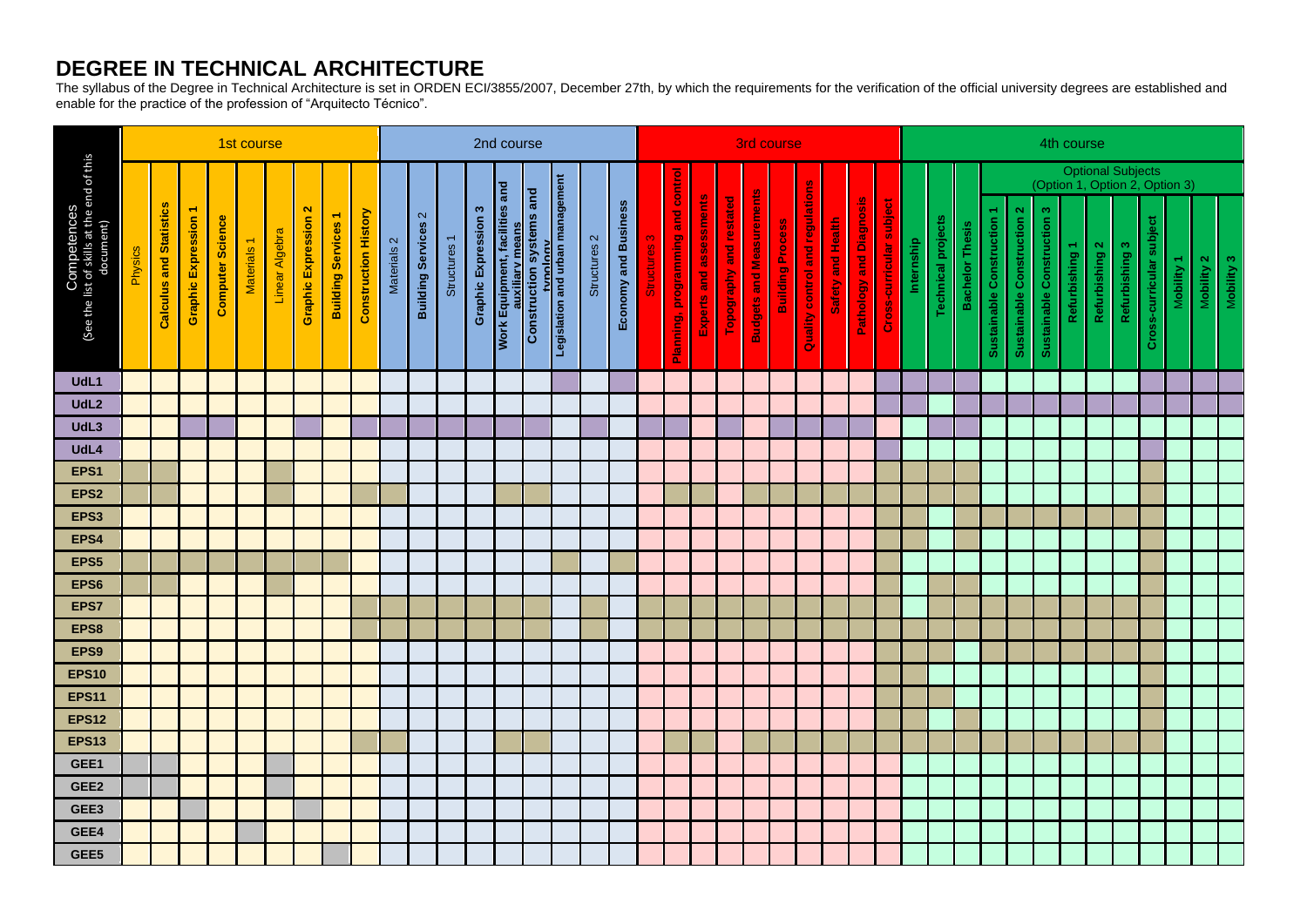# DEGREE IN TECHNICAL ARCHITECTURE

The syllabus of the Degree in Technical Architecture is set in ORDEN ECI/3855/2007, December 27th, by which the requirements for the verification of the official university degrees are established and enable for the practice of the profession of "Arquitecto Técnico".

| Competences (See the list of skills at the end of this document) | 1st course | | | | | | | | | 2nd course | | | | | | | | | 3rd course | | | | | | | | | | 4th course | | | | | | | | | | | | |
|---|---|---|---|---|---|---|---|---|---|---|---|---|---|---|---|---|---|---|---|---|---|---|---|---|---|---|---|---|---|---|---|---|---|---|---|---|---|---|---|---|---|
| | | | | | | | | | | | | | | | | | | | | | | | | | | | | | | | | Optional Subjects (Option 1, Option 2, Option 3) | | | | | | | | | |
| | Physics | Calculus and Statistics | Graphic Expression 1 | Computer Science | Materials 1 | Linear Algebra | Graphic Expression 2 | Building Services 1 | Construction History | Materials 2 | Building Services 2 | Structures 1 | Graphic Expression 3 | Work Equipment, facilities and auxiliary means | Construction systems and typology | Legislation and urban management | Structures 2 | Economy and Business | Structures 3 | Planning, programming and control | Experts and assessments | Topography and restated | Budgets and Measurements | Building Process | Quality control and regulations | Safety and Health | Pathology and Diagnosis | Cross-curricular subject | Internship | Technical projects | Bachelor Thesis | Sustainable Construction 1 | Sustainable Construction 2 | Sustainable Construction 3 | Refurbishing 1 | Refurbishing 2 | Refurbishing 3 | Cross-curricular subject | Mobility 1 | Mobility 2 | Mobility 3 |
| **UdL1** | | | | | | | | | | | | | | | | X | | X | | | | | | | | | | X | X | X | X | | | | | | | X | X | X | X |
| **UdL2** | | | | | | | | | | | | | | | | | | | | | | | | | | | | X | X | | X | X | X | X | X | X | X | X | X | X | X |
| **UdL3** | | | X | X | | | X | | X | X | X | X | X | X | X | | X | | X | X | | X | | X | X | X | X | | | X | X | | | | | | | | | | |
| **UdL4** | | | | | | | | | | | | | | | | | | | | | | | | | | | | X | | | | | | | | | | X | | | |
| **EPS1** | X | X | | | | X | | | | | | | | | | | | | | | | | | | | | | X | X | X | X | | | | | | | X | | | |
| **EPS2** | X | X | | | | X | | | X | X | | | | X | X | | | | | X | X | | X | X | X | X | X | X | X | X | X | | | | | | | X | | | |
| **EPS3** | | | | | | | | | | | | | | | | | | | | | | | | | | | | X | X | | X | X | X | X | X | X | X | X | | | |
| **EPS4** | | | | | | | | | | | | | | | | | | | | | | | | | | | | X | X | | X | | | | | | | X | | | |
| **EPS5** | X | X | X | X | X | X | X | X | | | | | | | | X | | X | | | | | | | | | | X | | | | | | | | | | X | | | |
| **EPS6** | X | X | | | | X | | | | | | | | | | | | | | | | | | | | | | X | | X | X | | | | | | | X | | | |
| **EPS7** | | | | | | | | | X | X | X | X | X | X | X | | X | | X | X | X | X | X | X | X | X | X | X | | X | X | X | X | X | X | X | X | X | | | |
| **EPS8** | | | | | | | | | X | X | X | X | X | X | X | | X | | X | X | X | X | X | X | X | X | X | X | X | X | X | X | X | X | X | X | X | X | | | |
| **EPS9** | | | | | | | | | | | | | | | | | | | | | | | | | | | | X | X | X | | X | X | X | X | X | X | X | | | |
| **EPS10** | | | | | | | | | | | | | | | | | | | | | | | | | | | | X | X | | | | | | | | | X | | | |
| **EPS11** | | | | | | | | | | | | | | | | | | | | | | | | | | | | X | X | X | | | | | | | | X | | | |
| **EPS12** | | | | | | | | | | | | | | | | | | | | | | | | | | | | X | X | | X | | | | | | | X | | | |
| **EPS13** | | | | | | | | | X | X | | | | X | X | | | | | X | X | | X | X | X | X | X | X | X | X | X | X | X | X | X | X | X | X | | | |
| **GEE1** | X | X | | | | X | | | | | | | | | | | | | | | | | | | | | | | | | | | | | | | | | | | |
| **GEE2** | X | X | | | | X | | | | | | | | | | | | | | | | | | | | | | | | | | | | | | | | | | | |
| **GEE3** | | | X | | | | X | | | | | | | | | | | | | | | | | | | | | | | | | | | | | | | | | | |
| **GEE4** | | | | | X | | | | | | | | | | | | | | | | | | | | | | | | | | | | | | | | | | | | |
| **GEE5** | | | | | | | | X | | | | | | | | | | | | | | | | | | | | | | | | | | | | | | | | | |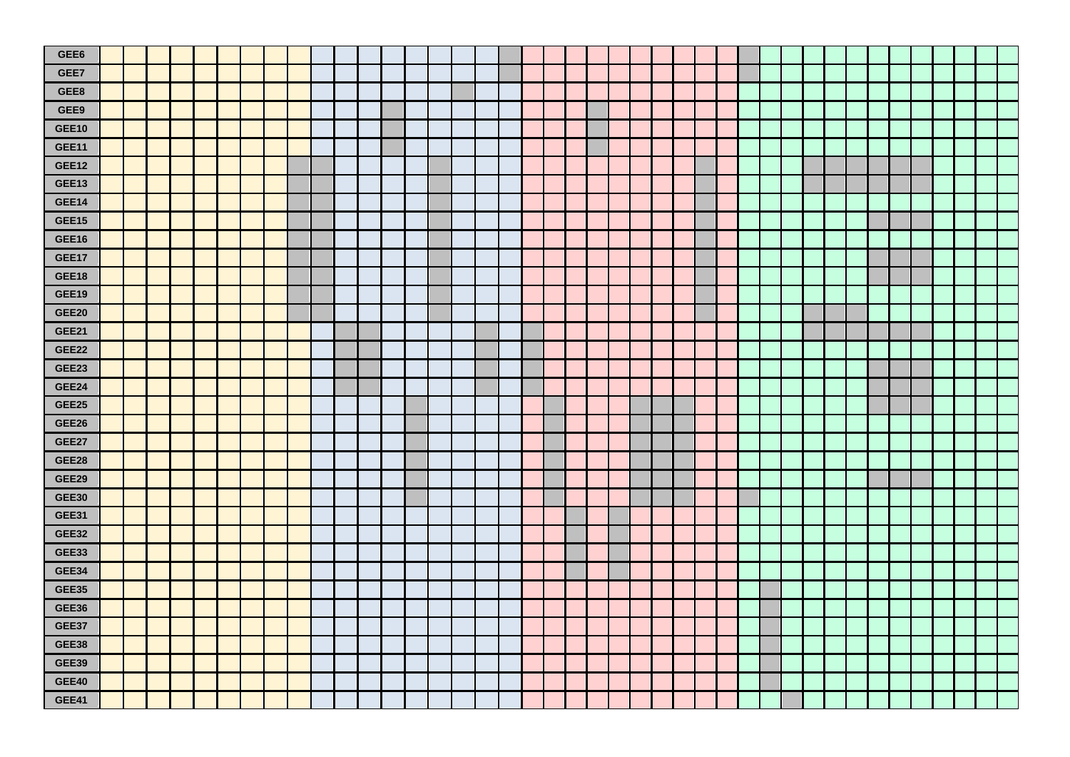| |
|---|
| GEE6 |
| GEE7 |
| GEE8 |
| GEE9 |
| GEE10 |
| GEE11 |
| GEE12 |
| GEE13 |
| GEE14 |
| GEE15 |
| GEE16 |
| GEE17 |
| GEE18 |
| GEE19 |
| GEE20 |
| GEE21 |
| GEE22 |
| GEE23 |
| GEE24 |
| GEE25 |
| GEE26 |
| GEE27 |
| GEE28 |
| GEE29 |
| GEE30 |
| GEE31 |
| GEE32 |
| GEE33 |
| GEE34 |
| GEE35 |
| GEE36 |
| GEE37 |
| GEE38 |
| GEE39 |
| GEE40 |
| GEE41 |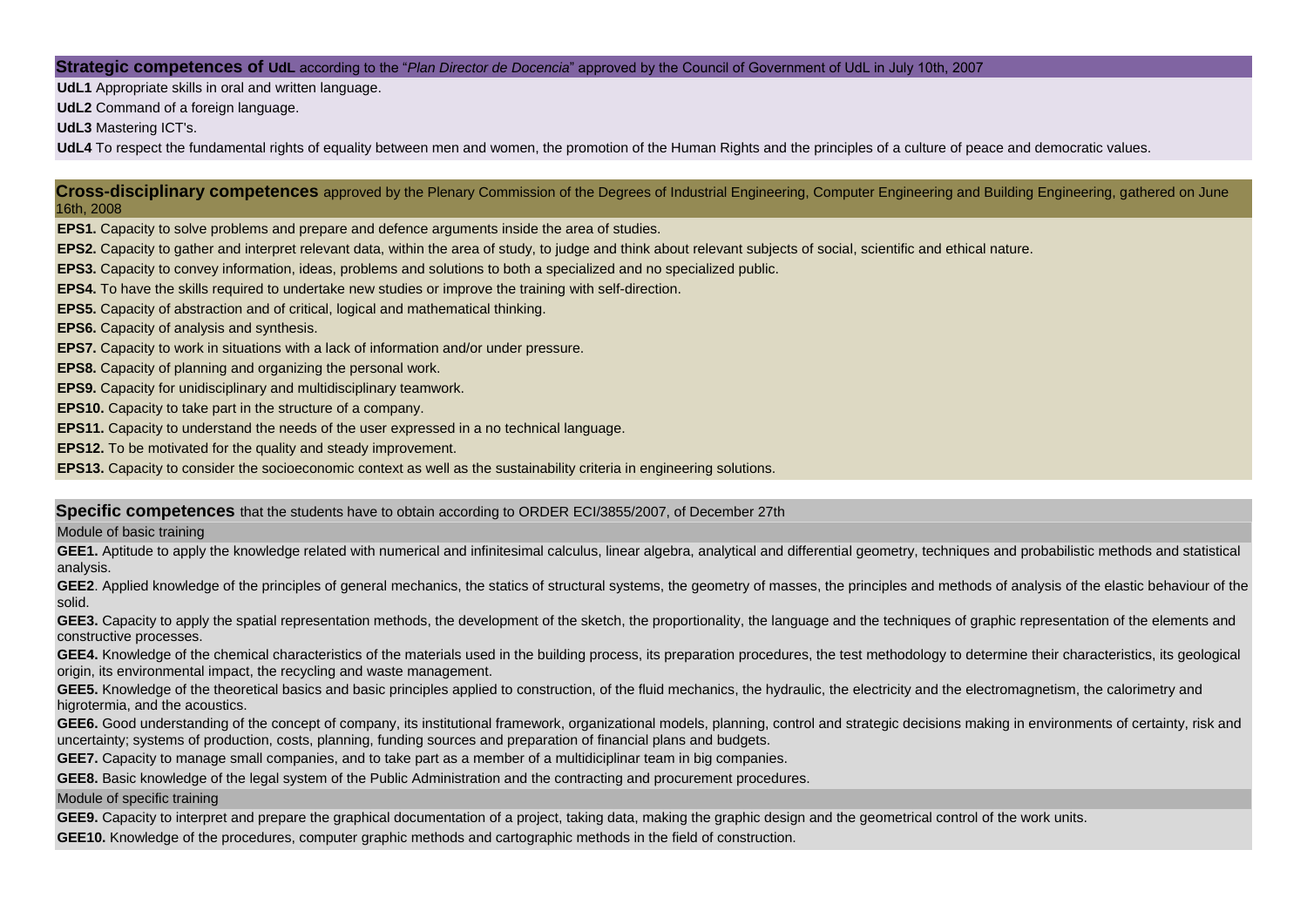## **Strategic competences of UdL** according to the "*Plan Director de Docencia*" approved by the Council of Government of UdL in July 10th, 2007

**UdL1** Appropriate skills in oral and written language.

**UdL2** Command of a foreign language.

**UdL3** Mastering ICT's.

**UdL4** To respect the fundamental rights of equality between men and women, the promotion of the Human Rights and the principles of a culture of peace and democratic values.

## **Cross-disciplinary competences** approved by the Plenary Commission of the Degrees of Industrial Engineering, Computer Engineering and Building Engineering, gathered on June 16th, 2008

**EPS1.** Capacity to solve problems and prepare and defence arguments inside the area of studies.

**EPS2.** Capacity to gather and interpret relevant data, within the area of study, to judge and think about relevant subjects of social, scientific and ethical nature.

**EPS3.** Capacity to convey information, ideas, problems and solutions to both a specialized and no specialized public.

**EPS4.** To have the skills required to undertake new studies or improve the training with self-direction.

**EPS5.** Capacity of abstraction and of critical, logical and mathematical thinking.

**EPS6.** Capacity of analysis and synthesis.

**EPS7.** Capacity to work in situations with a lack of information and/or under pressure.

**EPS8.** Capacity of planning and organizing the personal work.

**EPS9.** Capacity for unidisciplinary and multidisciplinary teamwork.

**EPS10.** Capacity to take part in the structure of a company.

**EPS11.** Capacity to understand the needs of the user expressed in a no technical language.

**EPS12.** To be motivated for the quality and steady improvement.

**EPS13.** Capacity to consider the socioeconomic context as well as the sustainability criteria in engineering solutions.

## **Specific competences** that the students have to obtain according to ORDER ECI/3855/2007, of December 27th

### Module of basic training

**GEE1.** Aptitude to apply the knowledge related with numerical and infinitesimal calculus, linear algebra, analytical and differential geometry, techniques and probabilistic methods and statistical analysis.

**GEE2**. Applied knowledge of the principles of general mechanics, the statics of structural systems, the geometry of masses, the principles and methods of analysis of the elastic behaviour of the solid.

**GEE3.** Capacity to apply the spatial representation methods, the development of the sketch, the proportionality, the language and the techniques of graphic representation of the elements and constructive processes.

**GEE4.** Knowledge of the chemical characteristics of the materials used in the building process, its preparation procedures, the test methodology to determine their characteristics, its geological origin, its environmental impact, the recycling and waste management.

**GEE5.** Knowledge of the theoretical basics and basic principles applied to construction, of the fluid mechanics, the hydraulic, the electricity and the electromagnetism, the calorimetry and higrotermia, and the acoustics.

**GEE6.** Good understanding of the concept of company, its institutional framework, organizational models, planning, control and strategic decisions making in environments of certainty, risk and uncertainty; systems of production, costs, planning, funding sources and preparation of financial plans and budgets.

**GEE7.** Capacity to manage small companies, and to take part as a member of a multidiciplinar team in big companies.

**GEE8.** Basic knowledge of the legal system of the Public Administration and the contracting and procurement procedures.

### Module of specific training

**GEE9.** Capacity to interpret and prepare the graphical documentation of a project, taking data, making the graphic design and the geometrical control of the work units.

**GEE10.** Knowledge of the procedures, computer graphic methods and cartographic methods in the field of construction.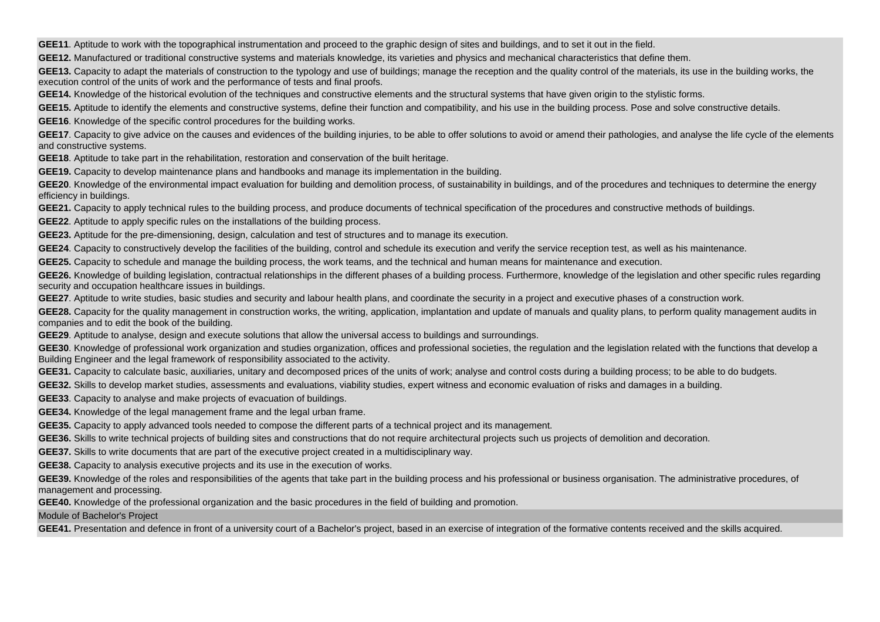**GEE11**. Aptitude to work with the topographical instrumentation and proceed to the graphic design of sites and buildings, and to set it out in the field.

**GEE12.** Manufactured or traditional constructive systems and materials knowledge, its varieties and physics and mechanical characteristics that define them.

**GEE13.** Capacity to adapt the materials of construction to the typology and use of buildings; manage the reception and the quality control of the materials, its use in the building works, the execution control of the units of work and the performance of tests and final proofs.

**GEE14.** Knowledge of the historical evolution of the techniques and constructive elements and the structural systems that have given origin to the stylistic forms.

**GEE15.** Aptitude to identify the elements and constructive systems, define their function and compatibility, and his use in the building process. Pose and solve constructive details.

**GEE16**. Knowledge of the specific control procedures for the building works.

**GEE17**. Capacity to give advice on the causes and evidences of the building injuries, to be able to offer solutions to avoid or amend their pathologies, and analyse the life cycle of the elements and constructive systems.

**GEE18**. Aptitude to take part in the rehabilitation, restoration and conservation of the built heritage.

**GEE19.** Capacity to develop maintenance plans and handbooks and manage its implementation in the building.

**GEE20**. Knowledge of the environmental impact evaluation for building and demolition process, of sustainability in buildings, and of the procedures and techniques to determine the energy efficiency in buildings.

**GEE21.** Capacity to apply technical rules to the building process, and produce documents of technical specification of the procedures and constructive methods of buildings.

**GEE22**. Aptitude to apply specific rules on the installations of the building process.

**GEE23.** Aptitude for the pre-dimensioning, design, calculation and test of structures and to manage its execution.

**GEE24**. Capacity to constructively develop the facilities of the building, control and schedule its execution and verify the service reception test, as well as his maintenance.

**GEE25.** Capacity to schedule and manage the building process, the work teams, and the technical and human means for maintenance and execution.

**GEE26.** Knowledge of building legislation, contractual relationships in the different phases of a building process. Furthermore, knowledge of the legislation and other specific rules regarding security and occupation healthcare issues in buildings.

**GEE27**. Aptitude to write studies, basic studies and security and labour health plans, and coordinate the security in a project and executive phases of a construction work.

**GEE28.** Capacity for the quality management in construction works, the writing, application, implantation and update of manuals and quality plans, to perform quality management audits in companies and to edit the book of the building.

**GEE29**. Aptitude to analyse, design and execute solutions that allow the universal access to buildings and surroundings.

**GEE30**. Knowledge of professional work organization and studies organization, offices and professional societies, the regulation and the legislation related with the functions that develop a Building Engineer and the legal framework of responsibility associated to the activity.

**GEE31.** Capacity to calculate basic, auxiliaries, unitary and decomposed prices of the units of work; analyse and control costs during a building process; to be able to do budgets.

**GEE32.** Skills to develop market studies, assessments and evaluations, viability studies, expert witness and economic evaluation of risks and damages in a building.

**GEE33**. Capacity to analyse and make projects of evacuation of buildings.

**GEE34.** Knowledge of the legal management frame and the legal urban frame.

**GEE35.** Capacity to apply advanced tools needed to compose the different parts of a technical project and its management.

**GEE36.** Skills to write technical projects of building sites and constructions that do not require architectural projects such us projects of demolition and decoration.

**GEE37.** Skills to write documents that are part of the executive project created in a multidisciplinary way.

**GEE38.** Capacity to analysis executive projects and its use in the execution of works.

**GEE39.** Knowledge of the roles and responsibilities of the agents that take part in the building process and his professional or business organisation. The administrative procedures, of management and processing.

**GEE40.** Knowledge of the professional organization and the basic procedures in the field of building and promotion.

Module of Bachelor's Project

**GEE41.** Presentation and defence in front of a university court of a Bachelor's project, based in an exercise of integration of the formative contents received and the skills acquired.